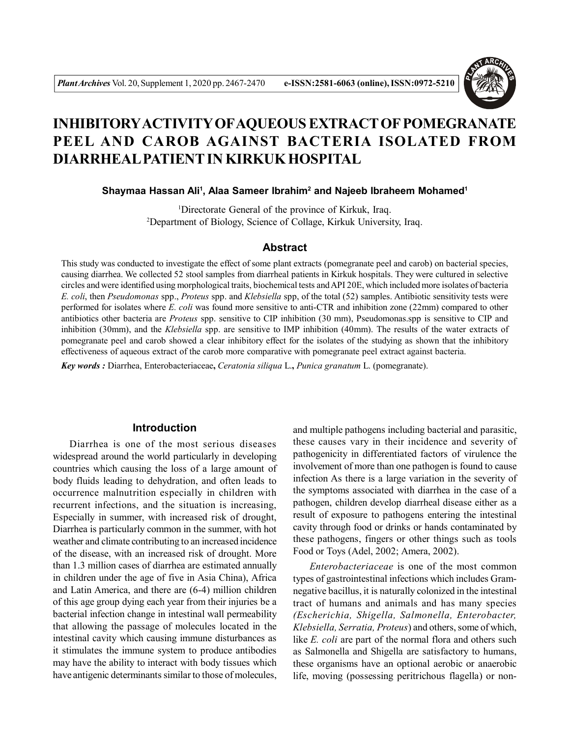# INHIBITORY ACTIVITY OF AQUEOUS EXTRACT OF POMEGRANATE PEEL AND CAROB AGAINST BACTERIA ISOLATED FROM DIARRHEAL PATIENT IN KIRKUK HOSPITAL

**Shaymaa Hassan Ali[1], Alaa Sameer Ibrahim[2] and Najeeb Ibraheem Mohamed[1]**

[1]Directorate General of the province of Kirkuk, Iraq.
[2]Department of Biology, Science of Collage, Kirkuk University, Iraq.

## Abstract

This study was conducted to investigate the effect of some plant extracts (pomegranate peel and carob) on bacterial species, causing diarrhea. We collected 52 stool samples from diarrheal patients in Kirkuk hospitals. They were cultured in selective circles and were identified using morphological traits, biochemical tests and API 20E, which included more isolates of bacteria *E. coli*, then *Pseudomonas* spp., *Proteus* spp. and *Klebsiella* spp, of the total (52) samples. Antibiotic sensitivity tests were performed for isolates where *E. coli* was found more sensitive to anti-CTR and inhibition zone (22mm) compared to other antibiotics other bacteria are *Proteus* spp. sensitive to CIP inhibition (30 mm), Pseudomonas.spp is sensitive to CIP and inhibition (30mm), and the *Klebsiella* spp. are sensitive to IMP inhibition (40mm). The results of the water extracts of pomegranate peel and carob showed a clear inhibitory effect for the isolates of the studying as shown that the inhibitory effectiveness of aqueous extract of the carob more comparative with pomegranate peel extract against bacteria.

***Key words :*** Diarrhea, Enterobacteriaceae, *Ceratonia siliqua* L., *Punica granatum* L. (pomegranate).

## Introduction

Diarrhea is one of the most serious diseases widespread around the world particularly in developing countries which causing the loss of a large amount of body fluids leading to dehydration, and often leads to occurrence malnutrition especially in children with recurrent infections, and the situation is increasing, Especially in summer, with increased risk of drought, Diarrhea is particularly common in the summer, with hot weather and climate contributing to an increased incidence of the disease, with an increased risk of drought. More than 1.3 million cases of diarrhea are estimated annually in children under the age of five in Asia China), Africa and Latin America, and there are (6-4) million children of this age group dying each year from their injuries be a bacterial infection change in intestinal wall permeability that allowing the passage of molecules located in the intestinal cavity which causing immune disturbances as it stimulates the immune system to produce antibodies may have the ability to interact with body tissues which have antigenic determinants similar to those of molecules, and multiple pathogens including bacterial and parasitic, these causes vary in their incidence and severity of pathogenicity in differentiated factors of virulence the involvement of more than one pathogen is found to cause infection As there is a large variation in the severity of the symptoms associated with diarrhea in the case of a pathogen, children develop diarrheal disease either as a result of exposure to pathogens entering the intestinal cavity through food or drinks or hands contaminated by these pathogens, fingers or other things such as tools Food or Toys (Adel, 2002; Amera, 2002).

*Enterobacteriaceae* is one of the most common types of gastrointestinal infections which includes Gram-negative bacillus, it is naturally colonized in the intestinal tract of humans and animals and has many species *(Escherichia, Shigella, Salmonella, Enterobacter, Klebsiella, Serratia, Proteus*) and others, some of which, like *E. coli* are part of the normal flora and others such as Salmonella and Shigella are satisfactory to humans, these organisms have an optional aerobic or anaerobic life, moving (possessing peritrichous flagella) or non-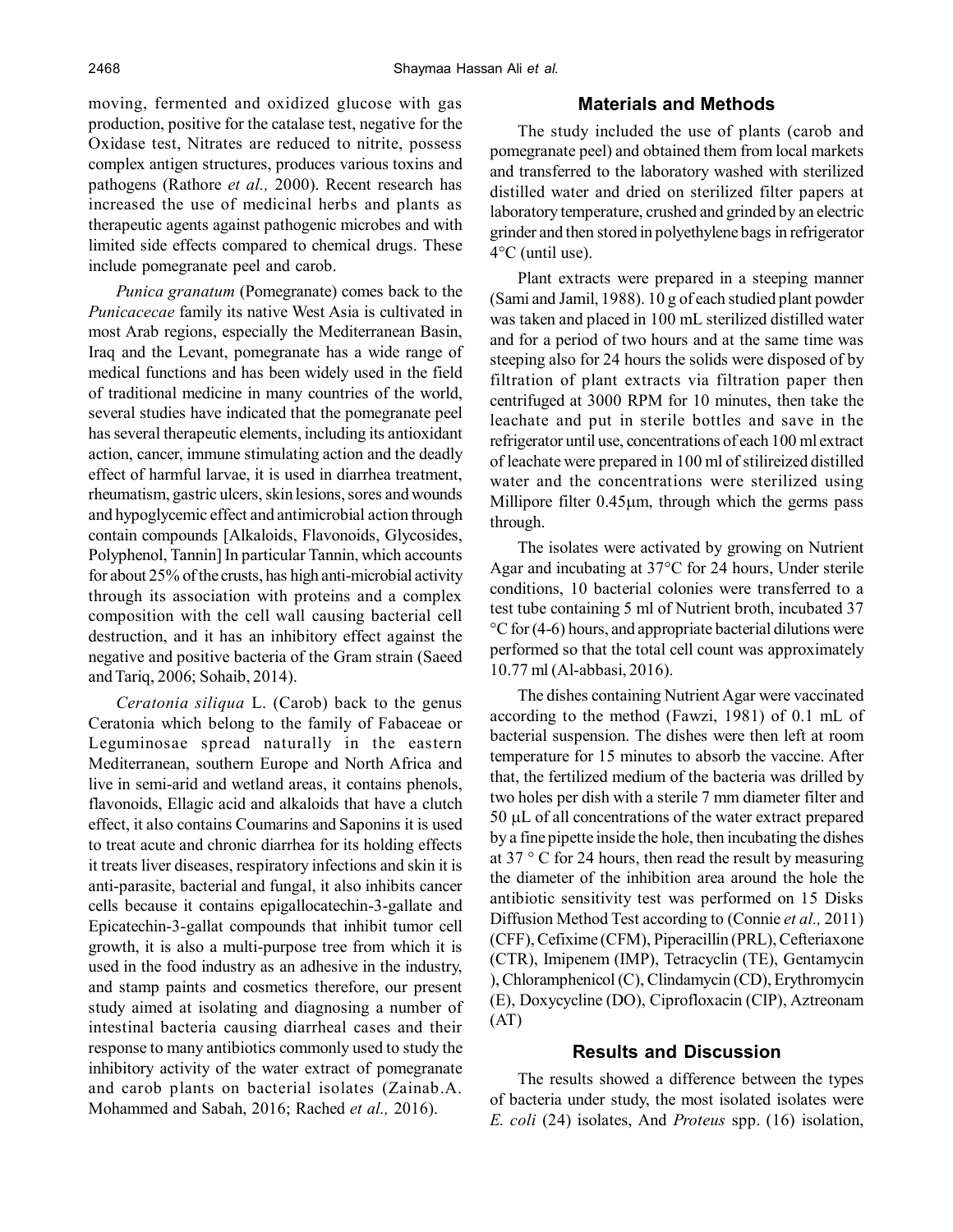moving, fermented and oxidized glucose with gas production, positive for the catalase test, negative for the Oxidase test, Nitrates are reduced to nitrite, possess complex antigen structures, produces various toxins and pathogens (Rathore *et al.,* 2000). Recent research has increased the use of medicinal herbs and plants as therapeutic agents against pathogenic microbes and with limited side effects compared to chemical drugs. These include pomegranate peel and carob.

*Punica granatum* (Pomegranate) comes back to the *Punicacecae* family its native West Asia is cultivated in most Arab regions, especially the Mediterranean Basin, Iraq and the Levant, pomegranate has a wide range of medical functions and has been widely used in the field of traditional medicine in many countries of the world, several studies have indicated that the pomegranate peel has several therapeutic elements, including its antioxidant action, cancer, immune stimulating action and the deadly effect of harmful larvae, it is used in diarrhea treatment, rheumatism, gastric ulcers, skin lesions, sores and wounds and hypoglycemic effect and antimicrobial action through contain compounds [Alkaloids, Flavonoids, Glycosides, Polyphenol, Tannin] In particular Tannin, which accounts for about 25% of the crusts, has high anti-microbial activity through its association with proteins and a complex composition with the cell wall causing bacterial cell destruction, and it has an inhibitory effect against the negative and positive bacteria of the Gram strain (Saeed and Tariq, 2006; Sohaib, 2014).

*Ceratonia siliqua* L. (Carob) back to the genus Ceratonia which belong to the family of Fabaceae or Leguminosae spread naturally in the eastern Mediterranean, southern Europe and North Africa and live in semi-arid and wetland areas, it contains phenols, flavonoids, Ellagic acid and alkaloids that have a clutch effect, it also contains Coumarins and Saponins it is used to treat acute and chronic diarrhea for its holding effects it treats liver diseases, respiratory infections and skin it is anti-parasite, bacterial and fungal, it also inhibits cancer cells because it contains epigallocatechin-3-gallate and Epicatechin-3-gallat compounds that inhibit tumor cell growth, it is also a multi-purpose tree from which it is used in the food industry as an adhesive in the industry, and stamp paints and cosmetics therefore, our present study aimed at isolating and diagnosing a number of intestinal bacteria causing diarrheal cases and their response to many antibiotics commonly used to study the inhibitory activity of the water extract of pomegranate and carob plants on bacterial isolates (Zainab.A. Mohammed and Sabah, 2016; Rached *et al.,* 2016).

## Materials and Methods

The study included the use of plants (carob and pomegranate peel) and obtained them from local markets and transferred to the laboratory washed with sterilized distilled water and dried on sterilized filter papers at laboratory temperature, crushed and grinded by an electric grinder and then stored in polyethylene bags in refrigerator 4°C (until use).

Plant extracts were prepared in a steeping manner (Sami and Jamil, 1988). 10 g of each studied plant powder was taken and placed in 100 mL sterilized distilled water and for a period of two hours and at the same time was steeping also for 24 hours the solids were disposed of by filtration of plant extracts via filtration paper then centrifuged at 3000 RPM for 10 minutes, then take the leachate and put in sterile bottles and save in the refrigerator until use, concentrations of each 100 ml extract of leachate were prepared in 100 ml of stilireized distilled water and the concentrations were sterilized using Millipore filter 0.45μm, through which the germs pass through.

The isolates were activated by growing on Nutrient Agar and incubating at 37°C for 24 hours, Under sterile conditions, 10 bacterial colonies were transferred to a test tube containing 5 ml of Nutrient broth, incubated 37 °C for (4-6) hours, and appropriate bacterial dilutions were performed so that the total cell count was approximately 10.77 ml (Al-abbasi, 2016).

The dishes containing Nutrient Agar were vaccinated according to the method (Fawzi, 1981) of 0.1 mL of bacterial suspension. The dishes were then left at room temperature for 15 minutes to absorb the vaccine. After that, the fertilized medium of the bacteria was drilled by two holes per dish with a sterile 7 mm diameter filter and 50 μL of all concentrations of the water extract prepared by a fine pipette inside the hole, then incubating the dishes at 37 ° C for 24 hours, then read the result by measuring the diameter of the inhibition area around the hole the antibiotic sensitivity test was performed on 15 Disks Diffusion Method Test according to (Connie *et al.,* 2011) (CFF), Cefixime (CFM), Piperacillin (PRL), Cefteriaxone (CTR), Imipenem (IMP), Tetracyclin (TE), Gentamycin ), Chloramphenicol (C), Clindamycin (CD), Erythromycin (E), Doxycycline (DO), Ciprofloxacin (CIP), Aztreonam (AT)

## Results and Discussion

The results showed a difference between the types of bacteria under study, the most isolated isolates were *E. coli* (24) isolates, And *Proteus* spp. (16) isolation,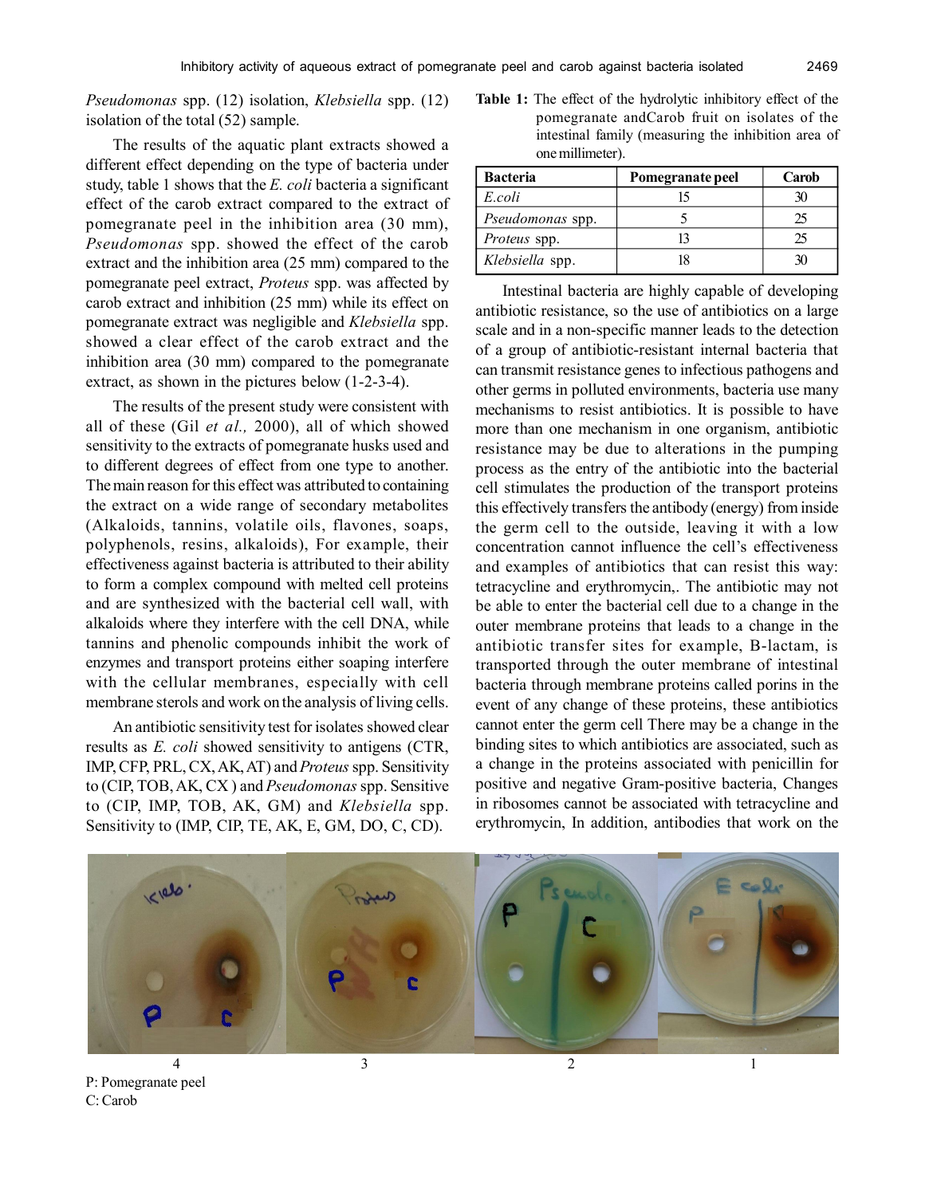*Pseudomonas* spp. (12) isolation, *Klebsiella* spp. (12) isolation of the total (52) sample.

The results of the aquatic plant extracts showed a different effect depending on the type of bacteria under study, table 1 shows that the *E. coli* bacteria a significant effect of the carob extract compared to the extract of pomegranate peel in the inhibition area (30 mm), *Pseudomonas* spp. showed the effect of the carob extract and the inhibition area (25 mm) compared to the pomegranate peel extract, *Proteus* spp. was affected by carob extract and inhibition (25 mm) while its effect on pomegranate extract was negligible and *Klebsiella* spp. showed a clear effect of the carob extract and the inhibition area (30 mm) compared to the pomegranate extract, as shown in the pictures below (1-2-3-4).

The results of the present study were consistent with all of these (Gil *et al.,* 2000), all of which showed sensitivity to the extracts of pomegranate husks used and to different degrees of effect from one type to another. The main reason for this effect was attributed to containing the extract on a wide range of secondary metabolites (Alkaloids, tannins, volatile oils, flavones, soaps, polyphenols, resins, alkaloids), For example, their effectiveness against bacteria is attributed to their ability to form a complex compound with melted cell proteins and are synthesized with the bacterial cell wall, with alkaloids where they interfere with the cell DNA, while tannins and phenolic compounds inhibit the work of enzymes and transport proteins either soaping interfere with the cellular membranes, especially with cell membrane sterols and work on the analysis of living cells.

An antibiotic sensitivity test for isolates showed clear results as *E. coli* showed sensitivity to antigens (CTR, IMP, CFP, PRL, CX, AK, AT) and *Proteus* spp. Sensitivity to (CIP, TOB, AK, CX ) and *Pseudomonas* spp. Sensitive to (CIP, IMP, TOB, AK, GM) and *Klebsiella* spp. Sensitivity to (IMP, CIP, TE, AK, E, GM, DO, C, CD).

**Table 1:** The effect of the hydrolytic inhibitory effect of the pomegranate andCarob fruit on isolates of the intestinal family (measuring the inhibition area of one millimeter).

| Bacteria | Pomegranate peel | Carob |
|---|---|---|
| *E.coli* | 15 | 30 |
| *Pseudomonas* spp. | 5 | 25 |
| *Proteus* spp. | 13 | 25 |
| *Klebsiella* spp. | 18 | 30 |

Intestinal bacteria are highly capable of developing antibiotic resistance, so the use of antibiotics on a large scale and in a non-specific manner leads to the detection of a group of antibiotic-resistant internal bacteria that can transmit resistance genes to infectious pathogens and other germs in polluted environments, bacteria use many mechanisms to resist antibiotics. It is possible to have more than one mechanism in one organism, antibiotic resistance may be due to alterations in the pumping process as the entry of the antibiotic into the bacterial cell stimulates the production of the transport proteins this effectively transfers the antibody (energy) from inside the germ cell to the outside, leaving it with a low concentration cannot influence the cell's effectiveness and examples of antibiotics that can resist this way: tetracycline and erythromycin,. The antibiotic may not be able to enter the bacterial cell due to a change in the outer membrane proteins that leads to a change in the antibiotic transfer sites for example, B-lactam, is transported through the outer membrane of intestinal bacteria through membrane proteins called porins in the event of any change of these proteins, these antibiotics cannot enter the germ cell There may be a change in the binding sites to which antibiotics are associated, such as a change in the proteins associated with penicillin for positive and negative Gram-positive bacteria, Changes in ribosomes cannot be associated with tetracycline and erythromycin, In addition, antibodies that work on the

4 3 2 1

P: Pomegranate peel
C: Carob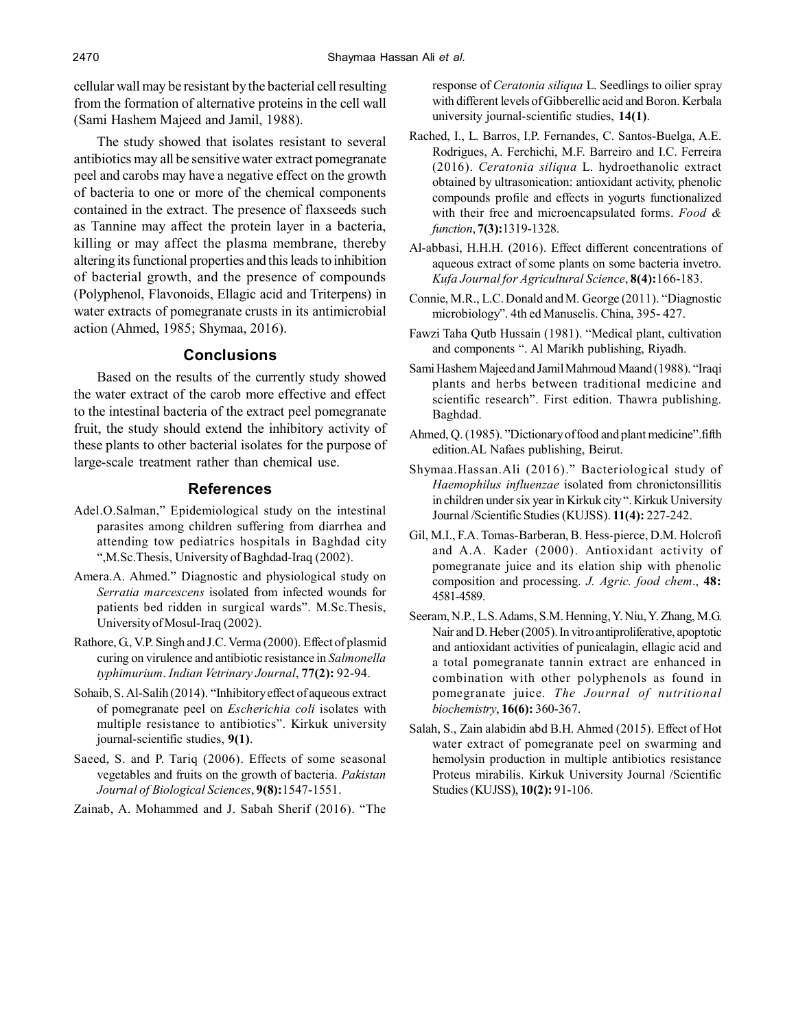cellular wall may be resistant by the bacterial cell resulting from the formation of alternative proteins in the cell wall (Sami Hashem Majeed and Jamil, 1988).

The study showed that isolates resistant to several antibiotics may all be sensitive water extract pomegranate peel and carobs may have a negative effect on the growth of bacteria to one or more of the chemical components contained in the extract. The presence of flaxseeds such as Tannine may affect the protein layer in a bacteria, killing or may affect the plasma membrane, thereby altering its functional properties and this leads to inhibition of bacterial growth, and the presence of compounds (Polyphenol, Flavonoids, Ellagic acid and Triterpens) in water extracts of pomegranate crusts in its antimicrobial action (Ahmed, 1985; Shymaa, 2016).

## Conclusions

Based on the results of the currently study showed the water extract of the carob more effective and effect to the intestinal bacteria of the extract peel pomegranate fruit, the study should extend the inhibitory activity of these plants to other bacterial isolates for the purpose of large-scale treatment rather than chemical use.

## References

Adel.O.Salman," Epidemiological study on the intestinal parasites among children suffering from diarrhea and attending tow pediatrics hospitals in Baghdad city ",M.Sc.Thesis, University of Baghdad-Iraq (2002).

Amera.A. Ahmed." Diagnostic and physiological study on *Serratia marcescens* isolated from infected wounds for patients bed ridden in surgical wards". M.Sc.Thesis, University of Mosul-Iraq (2002).

Rathore, G., V.P. Singh and J.C. Verma (2000). Effect of plasmid curing on virulence and antibiotic resistance in *Salmonella typhimurium*. *Indian Vetrinary Journal*, **77(2):** 92-94.

Sohaib, S. Al-Salih (2014). "Inhibitory effect of aqueous extract of pomegranate peel on *Escherichia coli* isolates with multiple resistance to antibiotics". Kirkuk university journal-scientific studies, **9(1)**.

Saeed, S. and P. Tariq (2006). Effects of some seasonal vegetables and fruits on the growth of bacteria. *Pakistan Journal of Biological Sciences*, **9(8):**1547-1551.

Zainab, A. Mohammed and J. Sabah Sherif (2016). "The response of *Ceratonia siliqua* L. Seedlings to oilier spray with different levels of Gibberellic acid and Boron. Kerbala university journal-scientific studies, **14(1)**.

Rached, I., L. Barros, I.P. Fernandes, C. Santos-Buelga, A.E. Rodrigues, A. Ferchichi, M.F. Barreiro and I.C. Ferreira (2016). *Ceratonia siliqua* L. hydroethanolic extract obtained by ultrasonication: antioxidant activity, phenolic compounds profile and effects in yogurts functionalized with their free and microencapsulated forms. *Food & function*, **7(3):**1319-1328.

Al-abbasi, H.H.H. (2016). Effect different concentrations of aqueous extract of some plants on some bacteria invetro. *Kufa Journal for Agricultural Science*, **8(4):**166-183.

Connie, M.R., L.C. Donald and M. George (2011). "Diagnostic microbiology". 4th ed Manuselis. China, 395- 427.

Fawzi Taha Qutb Hussain (1981). "Medical plant, cultivation and components ". Al Marikh publishing, Riyadh.

Sami Hashem Majeed and Jamil Mahmoud Maand (1988). "Iraqi plants and herbs between traditional medicine and scientific research". First edition. Thawra publishing. Baghdad.

Ahmed, Q. (1985). "Dictionary of food and plant medicine".fifth edition.AL Nafaes publishing, Beirut.

Shymaa.Hassan.Ali (2016)." Bacteriological study of *Haemophilus influenzae* isolated from chronictonsillitis in children under six year in Kirkuk city ". Kirkuk University Journal /Scientific Studies (KUJSS). **11(4):** 227-242.

Gil, M.I., F.A. Tomas-Barberan, B. Hess-pierce, D.M. Holcrofi and A.A. Kader (2000). Antioxidant activity of pomegranate juice and its elation ship with phenolic composition and processing. *J. Agric. food chem*., **48:** 4581-4589.

Seeram, N.P., L.S. Adams, S.M. Henning, Y. Niu, Y. Zhang, M.G. Nair and D. Heber (2005). In vitro antiproliferative, apoptotic and antioxidant activities of punicalagin, ellagic acid and a total pomegranate tannin extract are enhanced in combination with other polyphenols as found in pomegranate juice. *The Journal of nutritional biochemistry*, **16(6):** 360-367.

Salah, S., Zain alabidin abd B.H. Ahmed (2015). Effect of Hot water extract of pomegranate peel on swarming and hemolysin production in multiple antibiotics resistance Proteus mirabilis. Kirkuk University Journal /Scientific Studies (KUJSS), **10(2):** 91-106.